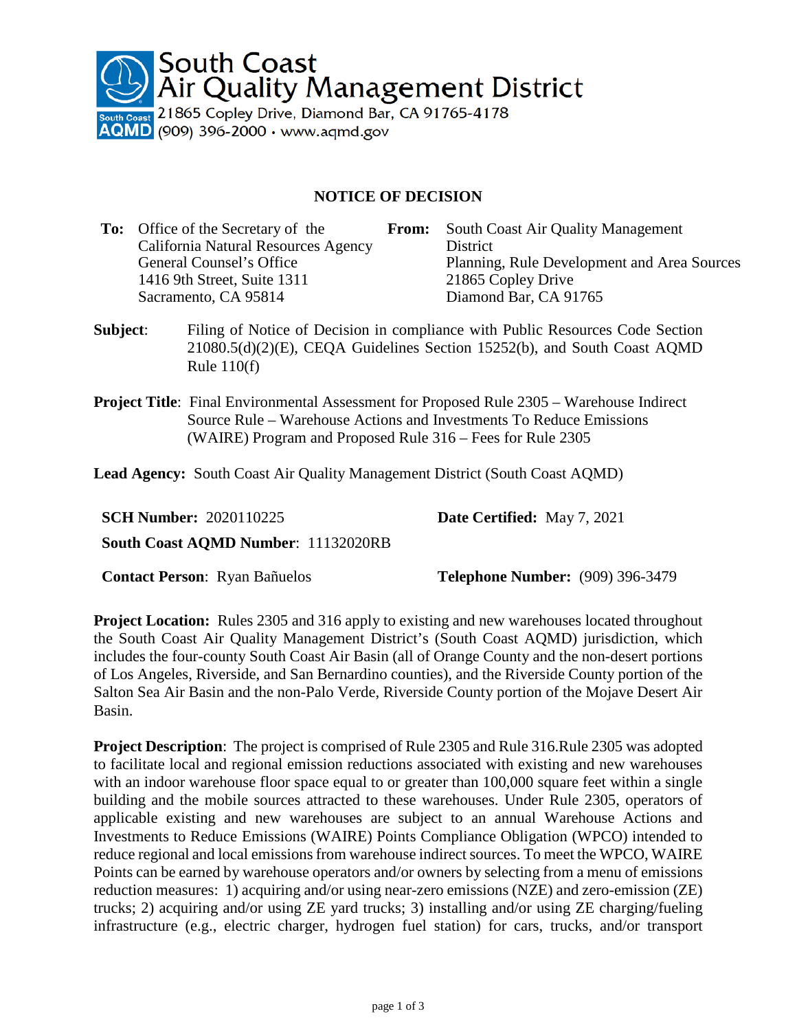South Coast Air Quality Management District
21865 Copley Drive, Diamond Bar, CA 91765-4178
(909) 396-2000 · www.aqmd.gov

# NOTICE OF DECISION

**To:** Office of the Secretary of the California Natural Resources Agency
General Counsel's Office
1416 9th Street, Suite 1311
Sacramento, CA 95814

**From:** South Coast Air Quality Management District
Planning, Rule Development and Area Sources
21865 Copley Drive
Diamond Bar, CA 91765

**Subject**: Filing of Notice of Decision in compliance with Public Resources Code Section 21080.5(d)(2)(E), CEQA Guidelines Section 15252(b), and South Coast AQMD Rule 110(f)

**Project Title**: Final Environmental Assessment for Proposed Rule 2305 – Warehouse Indirect Source Rule – Warehouse Actions and Investments To Reduce Emissions (WAIRE) Program and Proposed Rule 316 – Fees for Rule 2305

**Lead Agency:** South Coast Air Quality Management District (South Coast AQMD)

**SCH Number:** 2020110225

**Date Certified:** May 7, 2021

**South Coast AQMD Number**: 11132020RB

**Contact Person**: Ryan Bañuelos

**Telephone Number:** (909) 396-3479

**Project Location:** Rules 2305 and 316 apply to existing and new warehouses located throughout the South Coast Air Quality Management District's (South Coast AQMD) jurisdiction, which includes the four-county South Coast Air Basin (all of Orange County and the non-desert portions of Los Angeles, Riverside, and San Bernardino counties), and the Riverside County portion of the Salton Sea Air Basin and the non-Palo Verde, Riverside County portion of the Mojave Desert Air Basin.

**Project Description**: The project is comprised of Rule 2305 and Rule 316.Rule 2305 was adopted to facilitate local and regional emission reductions associated with existing and new warehouses with an indoor warehouse floor space equal to or greater than 100,000 square feet within a single building and the mobile sources attracted to these warehouses. Under Rule 2305, operators of applicable existing and new warehouses are subject to an annual Warehouse Actions and Investments to Reduce Emissions (WAIRE) Points Compliance Obligation (WPCO) intended to reduce regional and local emissions from warehouse indirect sources. To meet the WPCO, WAIRE Points can be earned by warehouse operators and/or owners by selecting from a menu of emissions reduction measures: 1) acquiring and/or using near-zero emissions (NZE) and zero-emission (ZE) trucks; 2) acquiring and/or using ZE yard trucks; 3) installing and/or using ZE charging/fueling infrastructure (e.g., electric charger, hydrogen fuel station) for cars, trucks, and/or transport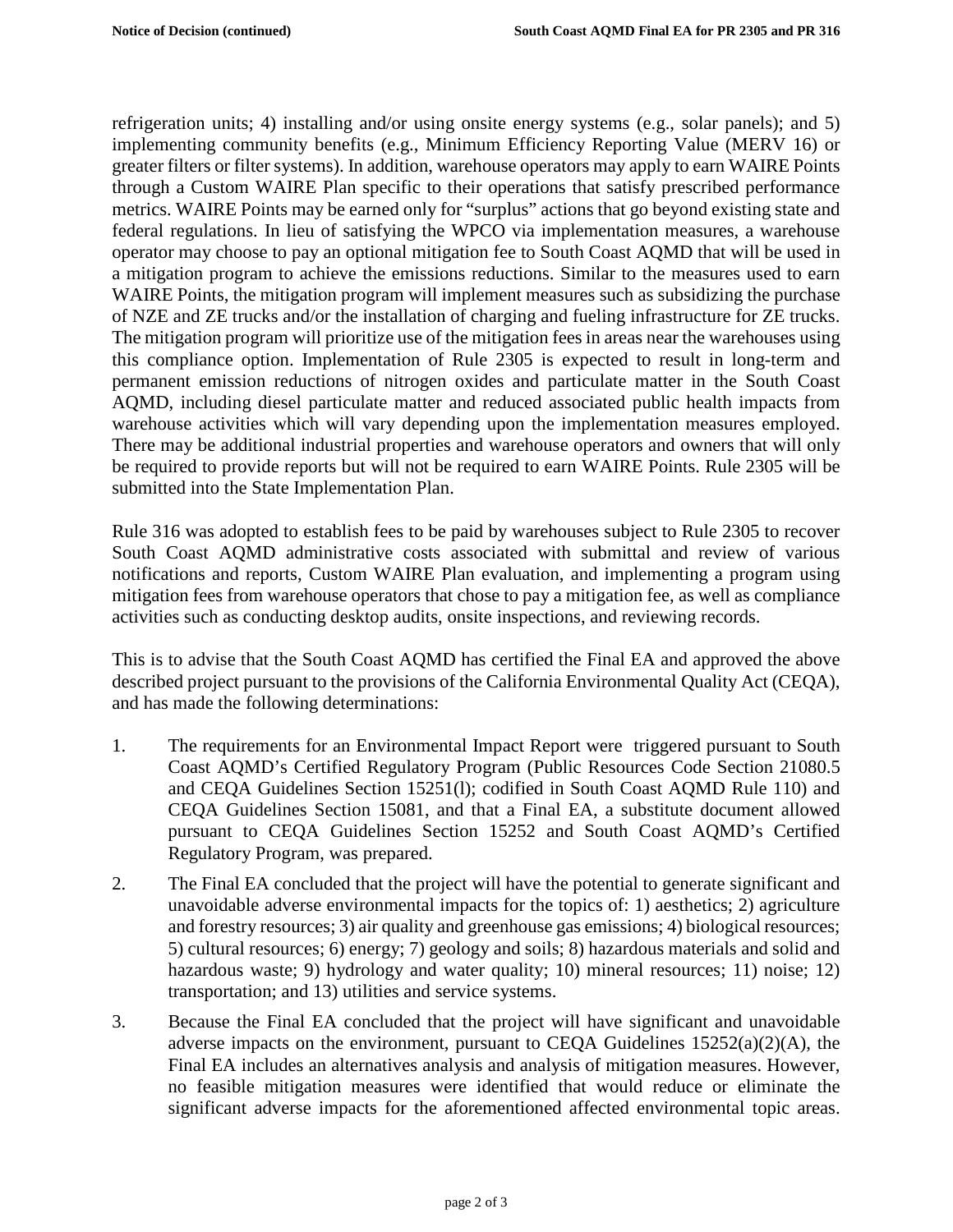refrigeration units; 4) installing and/or using onsite energy systems (e.g., solar panels); and 5) implementing community benefits (e.g., Minimum Efficiency Reporting Value (MERV 16) or greater filters or filter systems). In addition, warehouse operators may apply to earn WAIRE Points through a Custom WAIRE Plan specific to their operations that satisfy prescribed performance metrics. WAIRE Points may be earned only for "surplus" actions that go beyond existing state and federal regulations. In lieu of satisfying the WPCO via implementation measures, a warehouse operator may choose to pay an optional mitigation fee to South Coast AQMD that will be used in a mitigation program to achieve the emissions reductions. Similar to the measures used to earn WAIRE Points, the mitigation program will implement measures such as subsidizing the purchase of NZE and ZE trucks and/or the installation of charging and fueling infrastructure for ZE trucks. The mitigation program will prioritize use of the mitigation fees in areas near the warehouses using this compliance option. Implementation of Rule 2305 is expected to result in long-term and permanent emission reductions of nitrogen oxides and particulate matter in the South Coast AQMD, including diesel particulate matter and reduced associated public health impacts from warehouse activities which will vary depending upon the implementation measures employed. There may be additional industrial properties and warehouse operators and owners that will only be required to provide reports but will not be required to earn WAIRE Points. Rule 2305 will be submitted into the State Implementation Plan.

Rule 316 was adopted to establish fees to be paid by warehouses subject to Rule 2305 to recover South Coast AQMD administrative costs associated with submittal and review of various notifications and reports, Custom WAIRE Plan evaluation, and implementing a program using mitigation fees from warehouse operators that chose to pay a mitigation fee, as well as compliance activities such as conducting desktop audits, onsite inspections, and reviewing records.

This is to advise that the South Coast AQMD has certified the Final EA and approved the above described project pursuant to the provisions of the California Environmental Quality Act (CEQA), and has made the following determinations:

1. The requirements for an Environmental Impact Report were triggered pursuant to South Coast AQMD's Certified Regulatory Program (Public Resources Code Section 21080.5 and CEQA Guidelines Section 15251(l); codified in South Coast AQMD Rule 110) and CEQA Guidelines Section 15081, and that a Final EA, a substitute document allowed pursuant to CEQA Guidelines Section 15252 and South Coast AQMD's Certified Regulatory Program, was prepared.
2. The Final EA concluded that the project will have the potential to generate significant and unavoidable adverse environmental impacts for the topics of: 1) aesthetics; 2) agriculture and forestry resources; 3) air quality and greenhouse gas emissions; 4) biological resources; 5) cultural resources; 6) energy; 7) geology and soils; 8) hazardous materials and solid and hazardous waste; 9) hydrology and water quality; 10) mineral resources; 11) noise; 12) transportation; and 13) utilities and service systems.
3. Because the Final EA concluded that the project will have significant and unavoidable adverse impacts on the environment, pursuant to CEQA Guidelines 15252(a)(2)(A), the Final EA includes an alternatives analysis and analysis of mitigation measures. However, no feasible mitigation measures were identified that would reduce or eliminate the significant adverse impacts for the aforementioned affected environmental topic areas.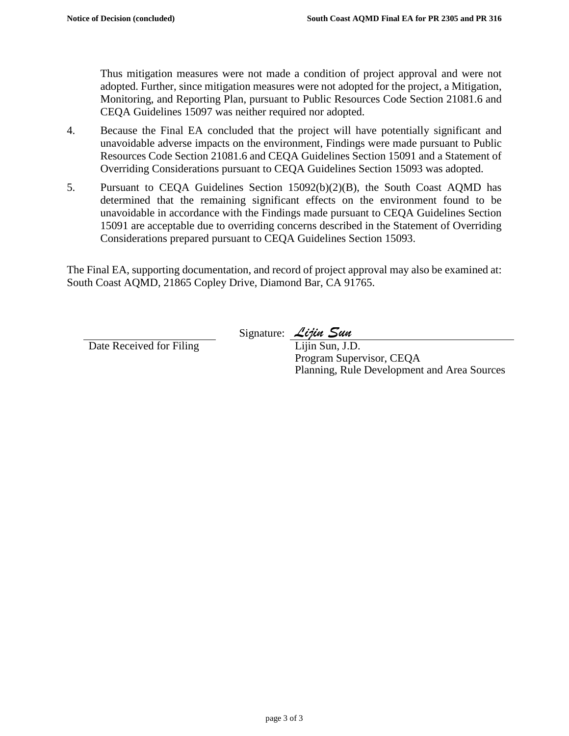Thus mitigation measures were not made a condition of project approval and were not adopted. Further, since mitigation measures were not adopted for the project, a Mitigation, Monitoring, and Reporting Plan, pursuant to Public Resources Code Section 21081.6 and CEQA Guidelines 15097 was neither required nor adopted.

4. Because the Final EA concluded that the project will have potentially significant and unavoidable adverse impacts on the environment, Findings were made pursuant to Public Resources Code Section 21081.6 and CEQA Guidelines Section 15091 and a Statement of Overriding Considerations pursuant to CEQA Guidelines Section 15093 was adopted.

5. Pursuant to CEQA Guidelines Section 15092(b)(2)(B), the South Coast AQMD has determined that the remaining significant effects on the environment found to be unavoidable in accordance with the Findings made pursuant to CEQA Guidelines Section 15091 are acceptable due to overriding concerns described in the Statement of Overriding Considerations prepared pursuant to CEQA Guidelines Section 15093.

The Final EA, supporting documentation, and record of project approval may also be examined at: South Coast AQMD, 21865 Copley Drive, Diamond Bar, CA 91765.

Signature: *Lijin Sun*

Date Received for Filing

Lijin Sun, J.D.
Program Supervisor, CEQA
Planning, Rule Development and Area Sources